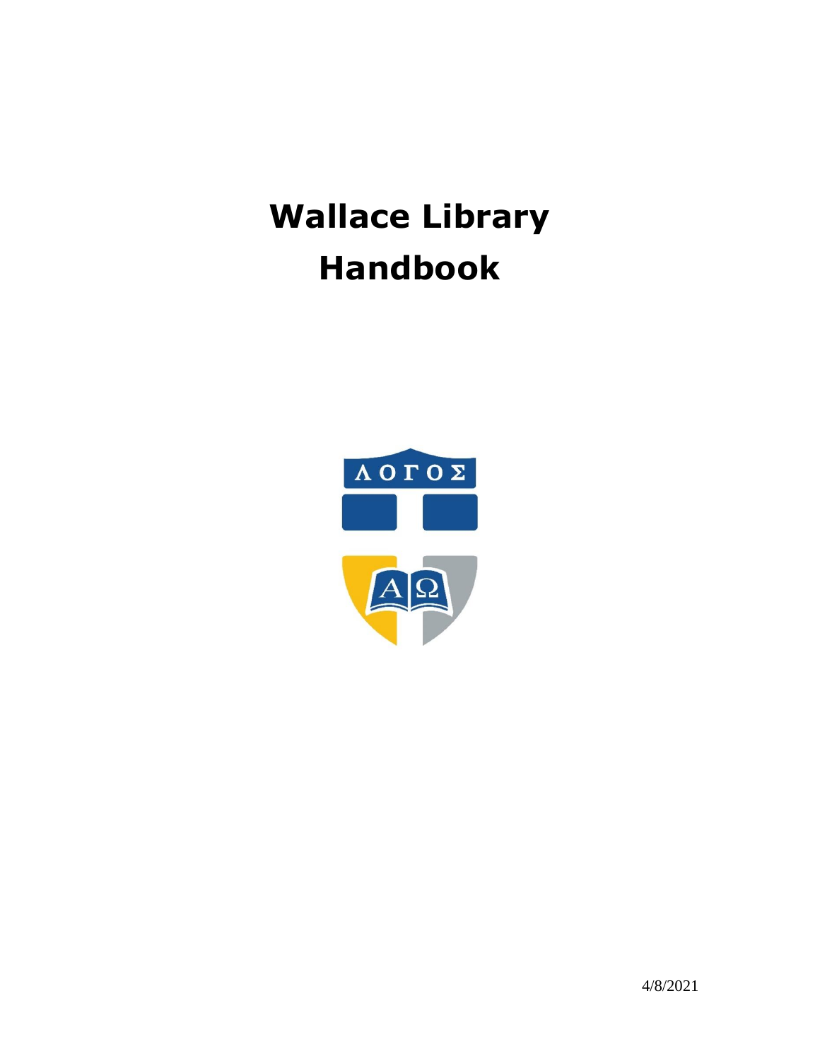# Wallace Library Handbook

4/8/2021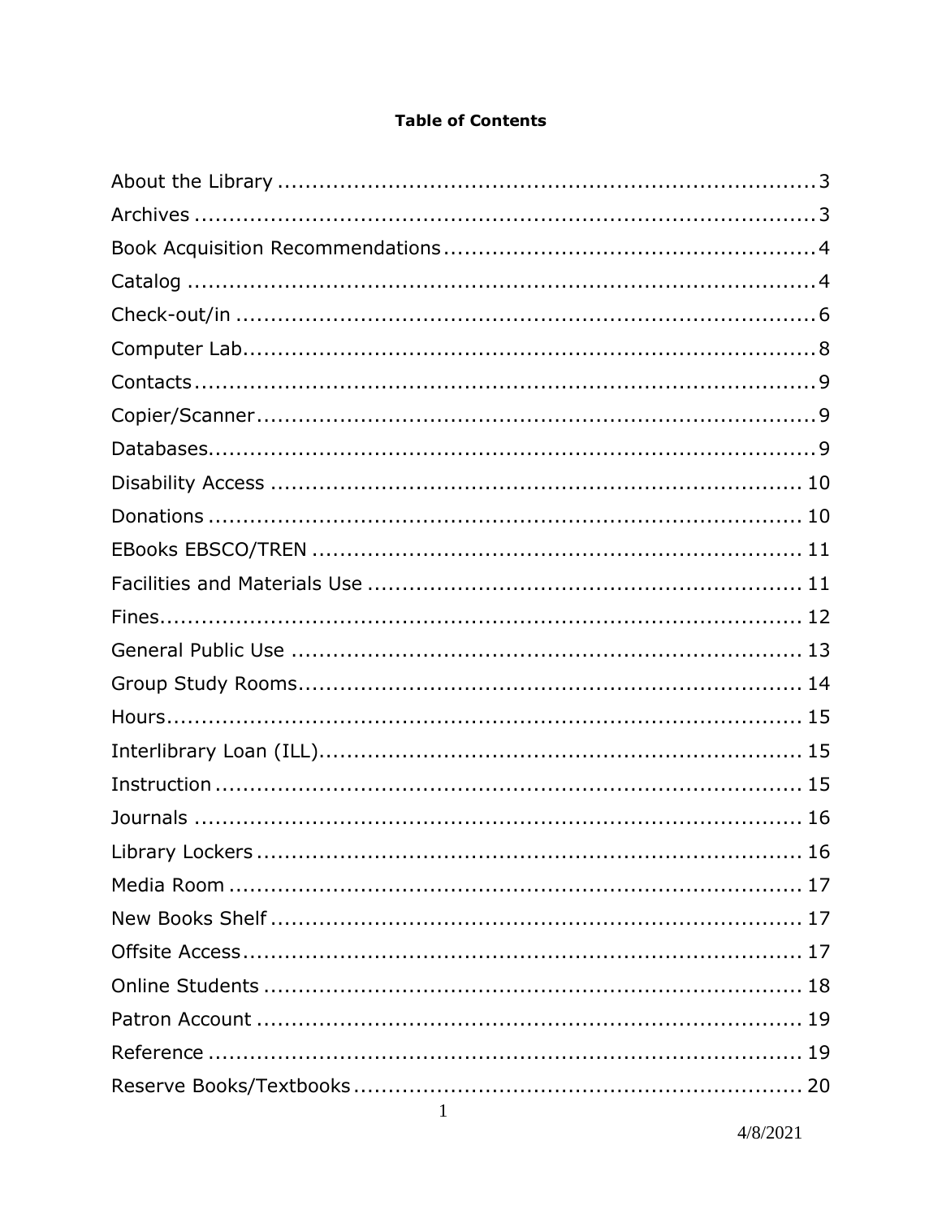**Table of Contents**

About the Library ........................................................................... 3
Archives ......................................................................................... 3
Book Acquisition Recommendations.................................................... 4
Catalog ........................................................................................... 4
Check-out/in .................................................................................... 6
Computer Lab................................................................................... 8
Contacts........................................................................................... 9
Copier/Scanner................................................................................. 9
Databases......................................................................................... 9
Disability Access ............................................................................. 10
Donations ....................................................................................... 10
EBooks EBSCO/TREN ...................................................................... 11
Facilities and Materials Use .............................................................. 11
Fines............................................................................................... 12
General Public Use .......................................................................... 13
Group Study Rooms......................................................................... 14
Hours.............................................................................................. 15
Interlibrary Loan (ILL)...................................................................... 15
Instruction ...................................................................................... 15
Journals ......................................................................................... 16
Library Lockers ................................................................................ 16
Media Room .................................................................................... 17
New Books Shelf .............................................................................. 17
Offsite Access.................................................................................. 17
Online Students ............................................................................... 18
Patron Account ................................................................................ 19
Reference ....................................................................................... 19
Reserve Books/Textbooks ................................................................. 20

4/8/2021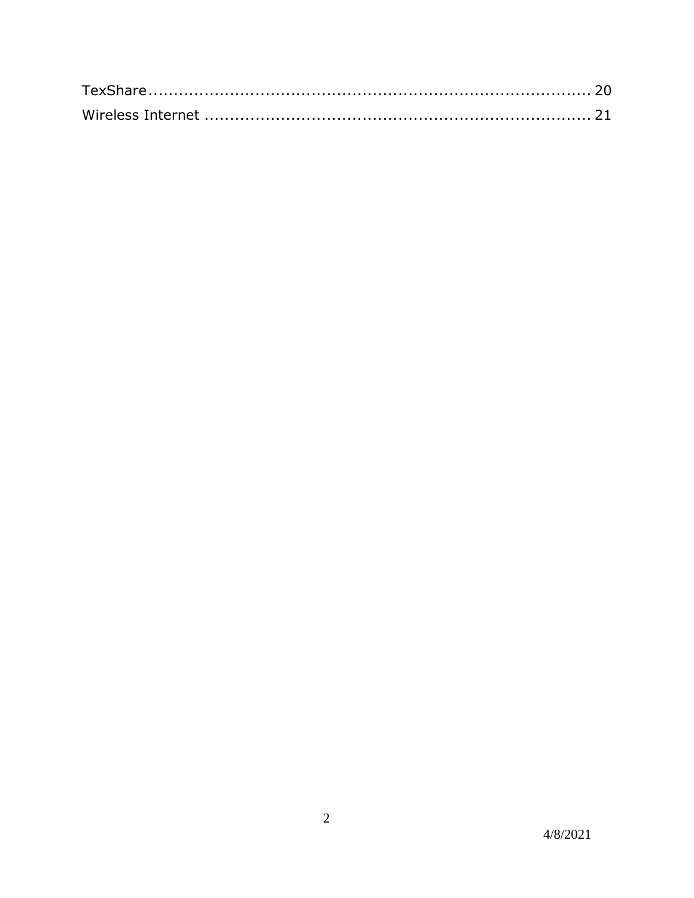TexShare........................................................................... 20
Wireless Internet ............................................................................ 21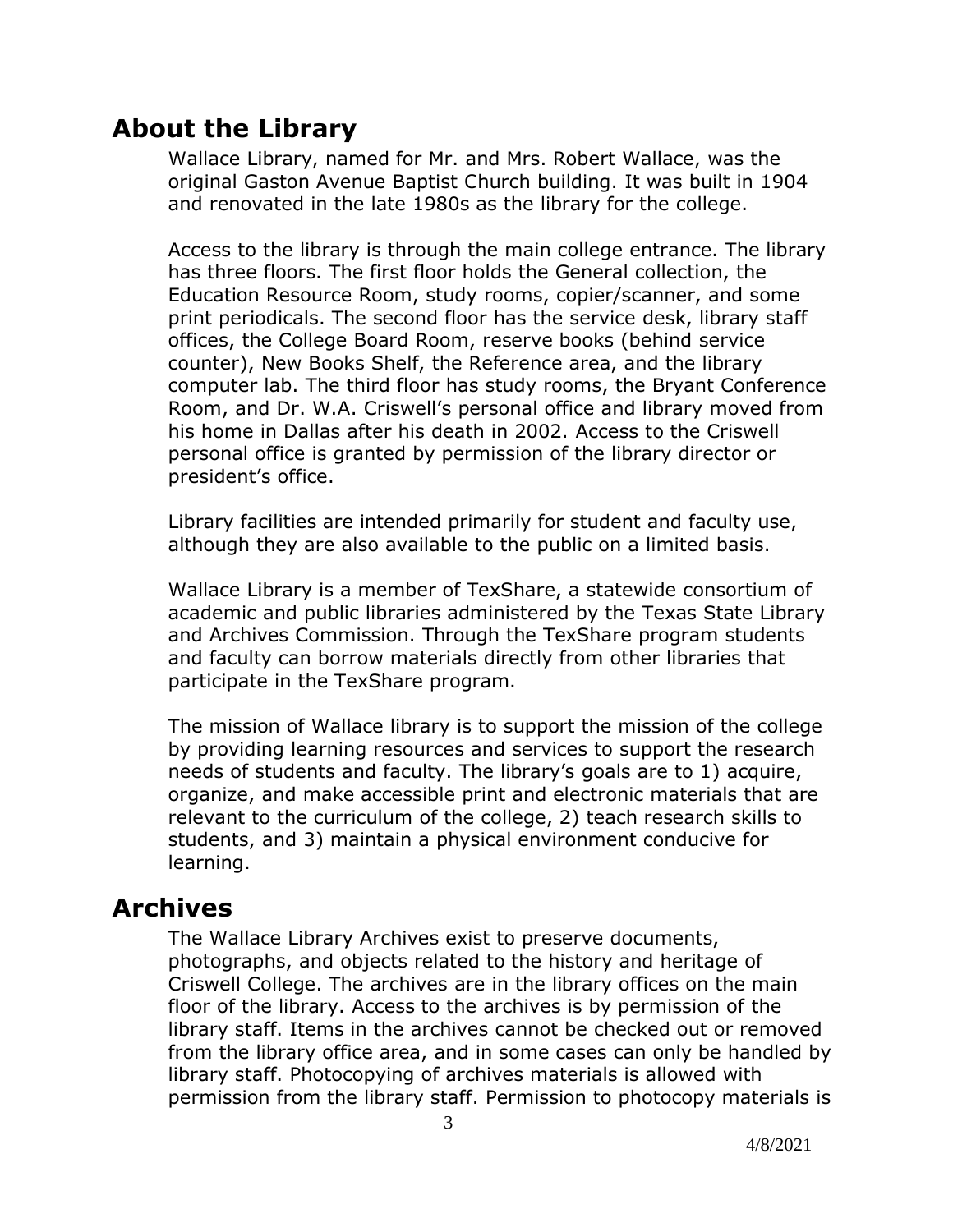## About the Library

Wallace Library, named for Mr. and Mrs. Robert Wallace, was the original Gaston Avenue Baptist Church building. It was built in 1904 and renovated in the late 1980s as the library for the college.

Access to the library is through the main college entrance. The library has three floors. The first floor holds the General collection, the Education Resource Room, study rooms, copier/scanner, and some print periodicals. The second floor has the service desk, library staff offices, the College Board Room, reserve books (behind service counter), New Books Shelf, the Reference area, and the library computer lab. The third floor has study rooms, the Bryant Conference Room, and Dr. W.A. Criswell's personal office and library moved from his home in Dallas after his death in 2002. Access to the Criswell personal office is granted by permission of the library director or president's office.

Library facilities are intended primarily for student and faculty use, although they are also available to the public on a limited basis.

Wallace Library is a member of TexShare, a statewide consortium of academic and public libraries administered by the Texas State Library and Archives Commission. Through the TexShare program students and faculty can borrow materials directly from other libraries that participate in the TexShare program.

The mission of Wallace library is to support the mission of the college by providing learning resources and services to support the research needs of students and faculty. The library's goals are to 1) acquire, organize, and make accessible print and electronic materials that are relevant to the curriculum of the college, 2) teach research skills to students, and 3) maintain a physical environment conducive for learning.

## Archives

The Wallace Library Archives exist to preserve documents, photographs, and objects related to the history and heritage of Criswell College. The archives are in the library offices on the main floor of the library. Access to the archives is by permission of the library staff. Items in the archives cannot be checked out or removed from the library office area, and in some cases can only be handled by library staff. Photocopying of archives materials is allowed with permission from the library staff. Permission to photocopy materials is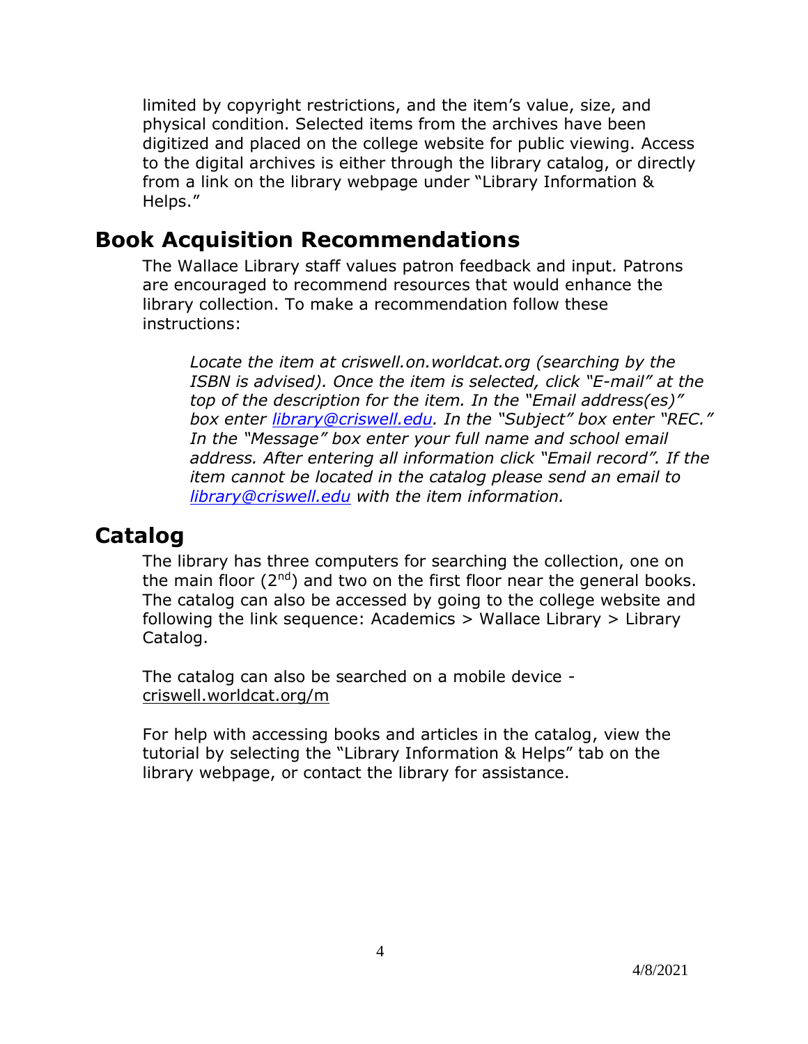limited by copyright restrictions, and the item's value, size, and physical condition. Selected items from the archives have been digitized and placed on the college website for public viewing. Access to the digital archives is either through the library catalog, or directly from a link on the library webpage under "Library Information & Helps."

## Book Acquisition Recommendations

The Wallace Library staff values patron feedback and input. Patrons are encouraged to recommend resources that would enhance the library collection. To make a recommendation follow these instructions:

> *Locate the item at criswell.on.worldcat.org (searching by the ISBN is advised). Once the item is selected, click "E-mail" at the top of the description for the item. In the "Email address(es)" box enter [library@criswell.edu](mailto:library@criswell.edu). In the "Subject" box enter "REC." In the "Message" box enter your full name and school email address. After entering all information click "Email record". If the item cannot be located in the catalog please send an email to [library@criswell.edu](mailto:library@criswell.edu) with the item information.*

## Catalog

The library has three computers for searching the collection, one on the main floor (2nd) and two on the first floor near the general books. The catalog can also be accessed by going to the college website and following the link sequence: Academics > Wallace Library > Library Catalog.

The catalog can also be searched on a mobile device - criswell.worldcat.org/m

For help with accessing books and articles in the catalog, view the tutorial by selecting the "Library Information & Helps" tab on the library webpage, or contact the library for assistance.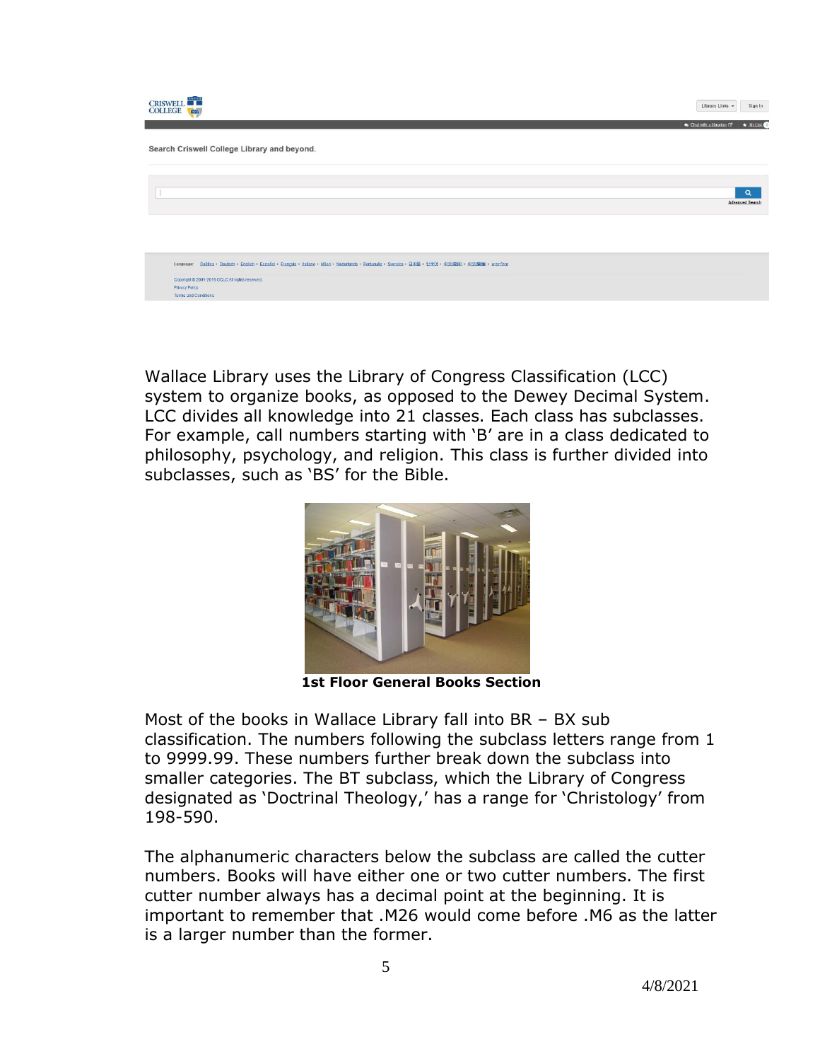Wallace Library uses the Library of Congress Classification (LCC) system to organize books, as opposed to the Dewey Decimal System. LCC divides all knowledge into 21 classes. Each class has subclasses. For example, call numbers starting with 'B' are in a class dedicated to philosophy, psychology, and religion. This class is further divided into subclasses, such as 'BS' for the Bible.

**1st Floor General Books Section**

Most of the books in Wallace Library fall into BR – BX sub classification. The numbers following the subclass letters range from 1 to 9999.99. These numbers further break down the subclass into smaller categories. The BT subclass, which the Library of Congress designated as 'Doctrinal Theology,' has a range for 'Christology' from 198-590.

The alphanumeric characters below the subclass are called the cutter numbers. Books will have either one or two cutter numbers. The first cutter number always has a decimal point at the beginning. It is important to remember that .M26 would come before .M6 as the latter is a larger number than the former.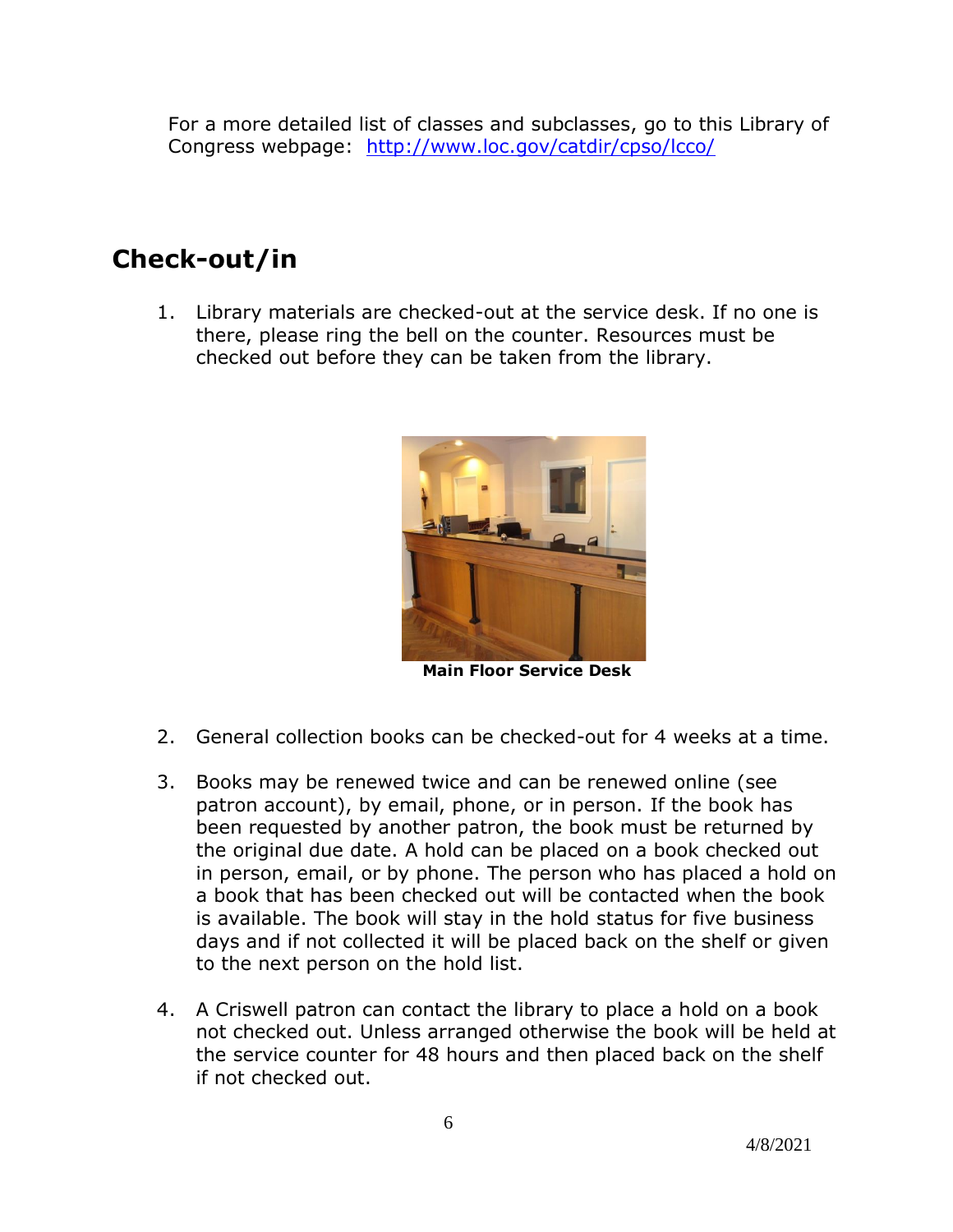For a more detailed list of classes and subclasses, go to this Library of Congress webpage: [http://www.loc.gov/catdir/cpso/lcco/](http://www.loc.gov/catdir/cpso/lcco/)

## Check-out/in

1. Library materials are checked-out at the service desk. If no one is there, please ring the bell on the counter. Resources must be checked out before they can be taken from the library.

**Main Floor Service Desk**

2. General collection books can be checked-out for 4 weeks at a time.

3. Books may be renewed twice and can be renewed online (see patron account), by email, phone, or in person. If the book has been requested by another patron, the book must be returned by the original due date. A hold can be placed on a book checked out in person, email, or by phone. The person who has placed a hold on a book that has been checked out will be contacted when the book is available. The book will stay in the hold status for five business days and if not collected it will be placed back on the shelf or given to the next person on the hold list.

4. A Criswell patron can contact the library to place a hold on a book not checked out. Unless arranged otherwise the book will be held at the service counter for 48 hours and then placed back on the shelf if not checked out.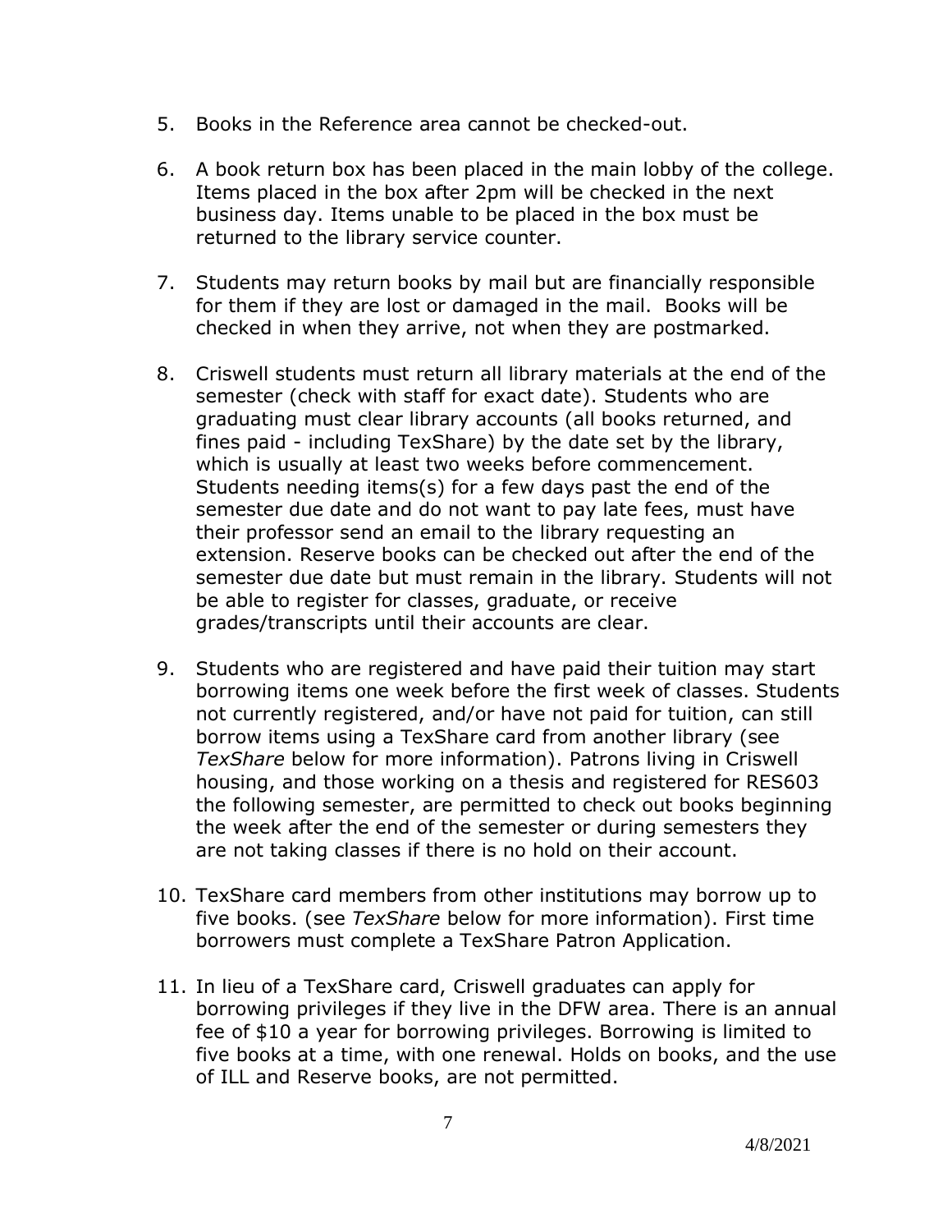5. Books in the Reference area cannot be checked-out.

6. A book return box has been placed in the main lobby of the college. Items placed in the box after 2pm will be checked in the next business day. Items unable to be placed in the box must be returned to the library service counter.

7. Students may return books by mail but are financially responsible for them if they are lost or damaged in the mail. Books will be checked in when they arrive, not when they are postmarked.

8. Criswell students must return all library materials at the end of the semester (check with staff for exact date). Students who are graduating must clear library accounts (all books returned, and fines paid - including TexShare) by the date set by the library, which is usually at least two weeks before commencement. Students needing items(s) for a few days past the end of the semester due date and do not want to pay late fees, must have their professor send an email to the library requesting an extension. Reserve books can be checked out after the end of the semester due date but must remain in the library. Students will not be able to register for classes, graduate, or receive grades/transcripts until their accounts are clear.

9. Students who are registered and have paid their tuition may start borrowing items one week before the first week of classes. Students not currently registered, and/or have not paid for tuition, can still borrow items using a TexShare card from another library (see *TexShare* below for more information). Patrons living in Criswell housing, and those working on a thesis and registered for RES603 the following semester, are permitted to check out books beginning the week after the end of the semester or during semesters they are not taking classes if there is no hold on their account.

10. TexShare card members from other institutions may borrow up to five books. (see *TexShare* below for more information). First time borrowers must complete a TexShare Patron Application.

11. In lieu of a TexShare card, Criswell graduates can apply for borrowing privileges if they live in the DFW area. There is an annual fee of $10 a year for borrowing privileges. Borrowing is limited to five books at a time, with one renewal. Holds on books, and the use of ILL and Reserve books, are not permitted.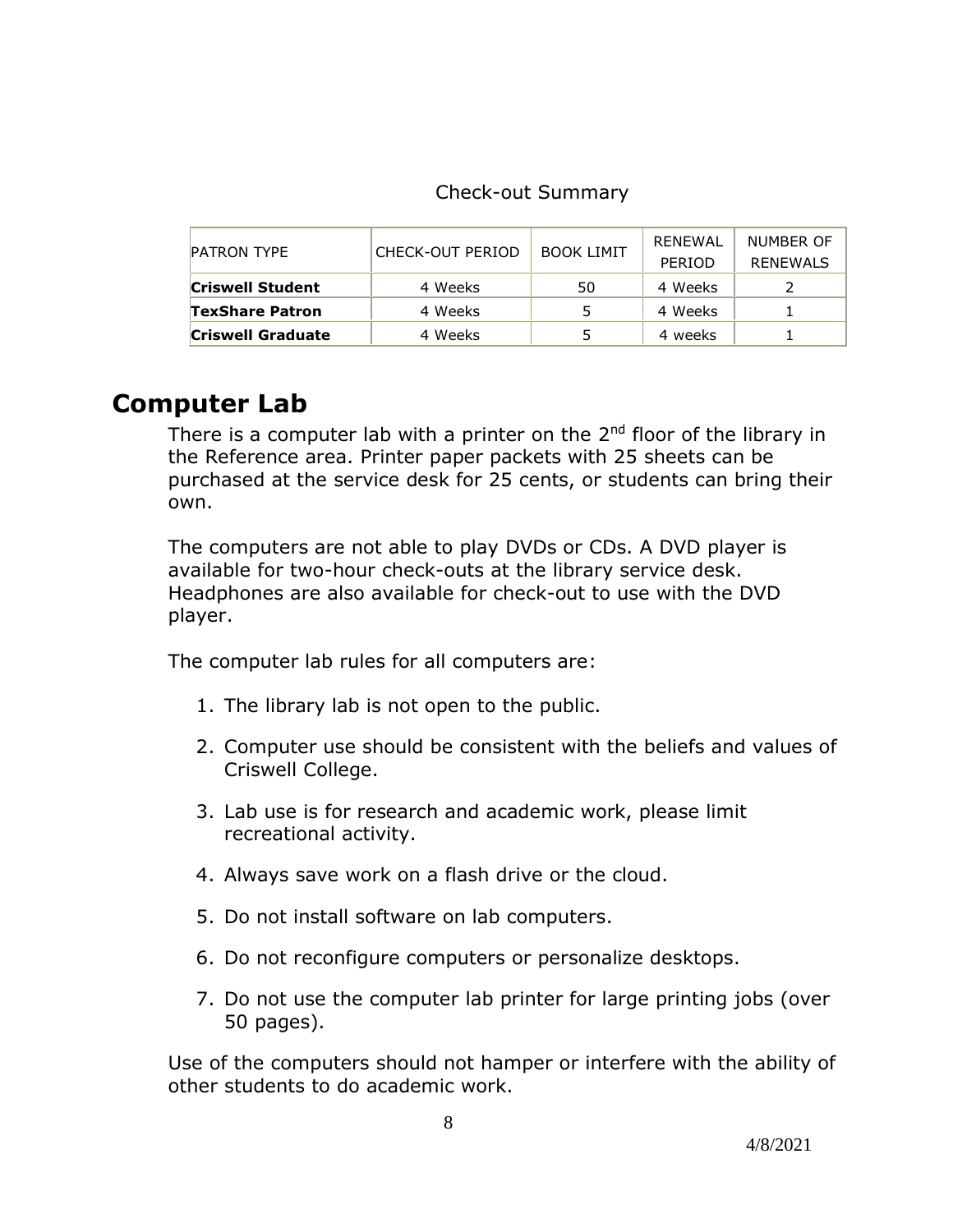Check-out Summary

| PATRON TYPE | CHECK-OUT PERIOD | BOOK LIMIT | RENEWAL PERIOD | NUMBER OF RENEWALS |
|---|---|---|---|---|
| **Criswell Student** | 4 Weeks | 50 | 4 Weeks | 2 |
| **TexShare Patron** | 4 Weeks | 5 | 4 Weeks | 1 |
| **Criswell Graduate** | 4 Weeks | 5 | 4 weeks | 1 |

# Computer Lab

There is a computer lab with a printer on the 2nd floor of the library in the Reference area. Printer paper packets with 25 sheets can be purchased at the service desk for 25 cents, or students can bring their own.

The computers are not able to play DVDs or CDs. A DVD player is available for two-hour check-outs at the library service desk. Headphones are also available for check-out to use with the DVD player.

The computer lab rules for all computers are:

1. The library lab is not open to the public.
2. Computer use should be consistent with the beliefs and values of Criswell College.
3. Lab use is for research and academic work, please limit recreational activity.
4. Always save work on a flash drive or the cloud.
5. Do not install software on lab computers.
6. Do not reconfigure computers or personalize desktops.
7. Do not use the computer lab printer for large printing jobs (over 50 pages).

Use of the computers should not hamper or interfere with the ability of other students to do academic work.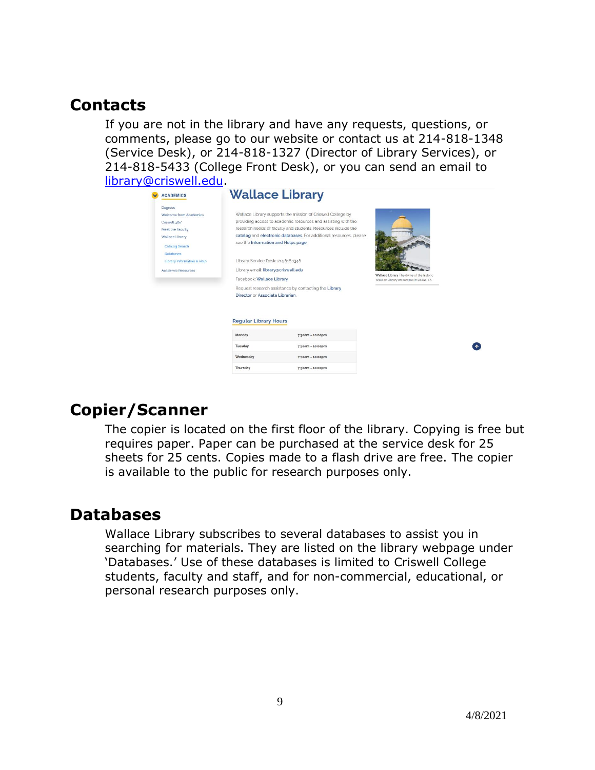## Contacts

If you are not in the library and have any requests, questions, or comments, please go to our website or contact us at 214-818-1348 (Service Desk), or 214-818-1327 (Director of Library Services), or 214-818-5433 (College Front Desk), or you can send an email to library@criswell.edu.

## Copier/Scanner

The copier is located on the first floor of the library. Copying is free but requires paper. Paper can be purchased at the service desk for 25 sheets for 25 cents. Copies made to a flash drive are free. The copier is available to the public for research purposes only.

## Databases

Wallace Library subscribes to several databases to assist you in searching for materials. They are listed on the library webpage under 'Databases.' Use of these databases is limited to Criswell College students, faculty and staff, and for non-commercial, educational, or personal research purposes only.

4/8/2021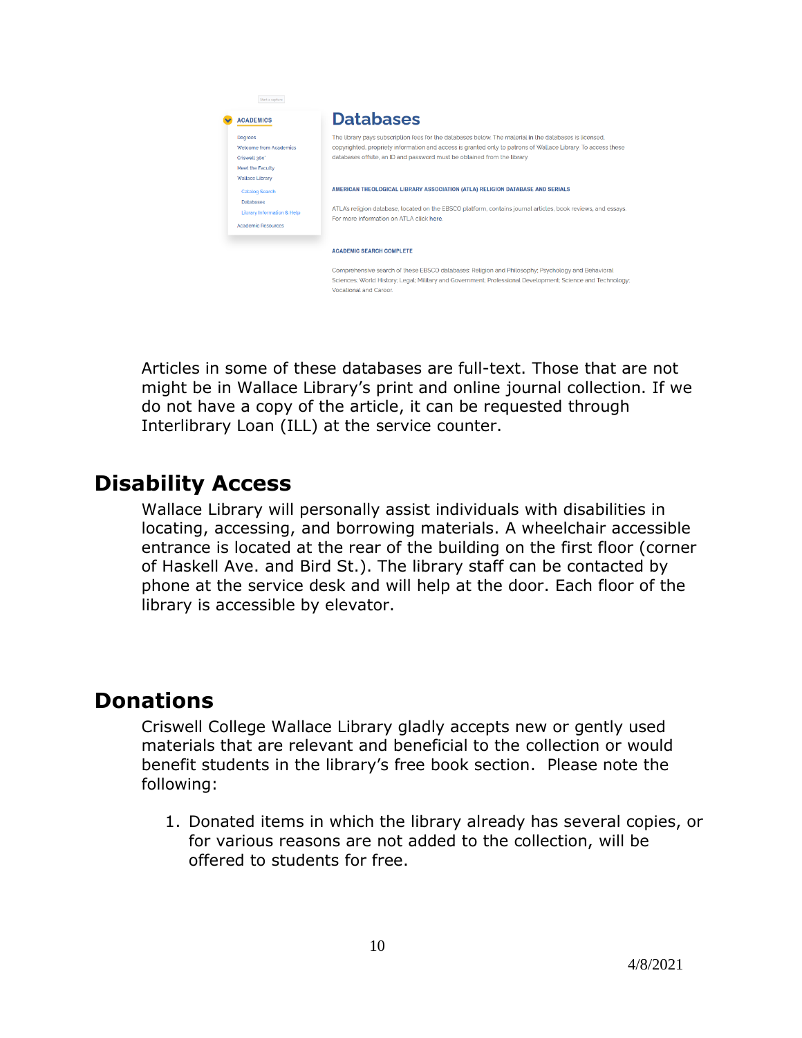## Databases

The library pays subscription fees for the databases below. The material in the databases is licensed, copyrighted, propriety information and access is granted only to patrons of Wallace Library. To access these databases offsite, an ID and password must be obtained from the library.

**AMERICAN THEOLOGICAL LIBRARY ASSOCIATION (ATLA) RELIGION DATABASE AND SERIALS**

ATLA's religion database, located on the EBSCO platform, contains journal articles, book reviews, and essays. For more information on ATLA click here.

**ACADEMIC SEARCH COMPLETE**

Comprehensive search of these EBSCO databases: Religion and Philosophy; Psychology and Behavioral Sciences; World History; Legal; Military and Government; Professional Development; Science and Technology; Vocational and Career.

Articles in some of these databases are full-text. Those that are not might be in Wallace Library's print and online journal collection. If we do not have a copy of the article, it can be requested through Interlibrary Loan (ILL) at the service counter.

# Disability Access

Wallace Library will personally assist individuals with disabilities in locating, accessing, and borrowing materials. A wheelchair accessible entrance is located at the rear of the building on the first floor (corner of Haskell Ave. and Bird St.). The library staff can be contacted by phone at the service desk and will help at the door. Each floor of the library is accessible by elevator.

# Donations

Criswell College Wallace Library gladly accepts new or gently used materials that are relevant and beneficial to the collection or would benefit students in the library's free book section. Please note the following:

1. Donated items in which the library already has several copies, or for various reasons are not added to the collection, will be offered to students for free.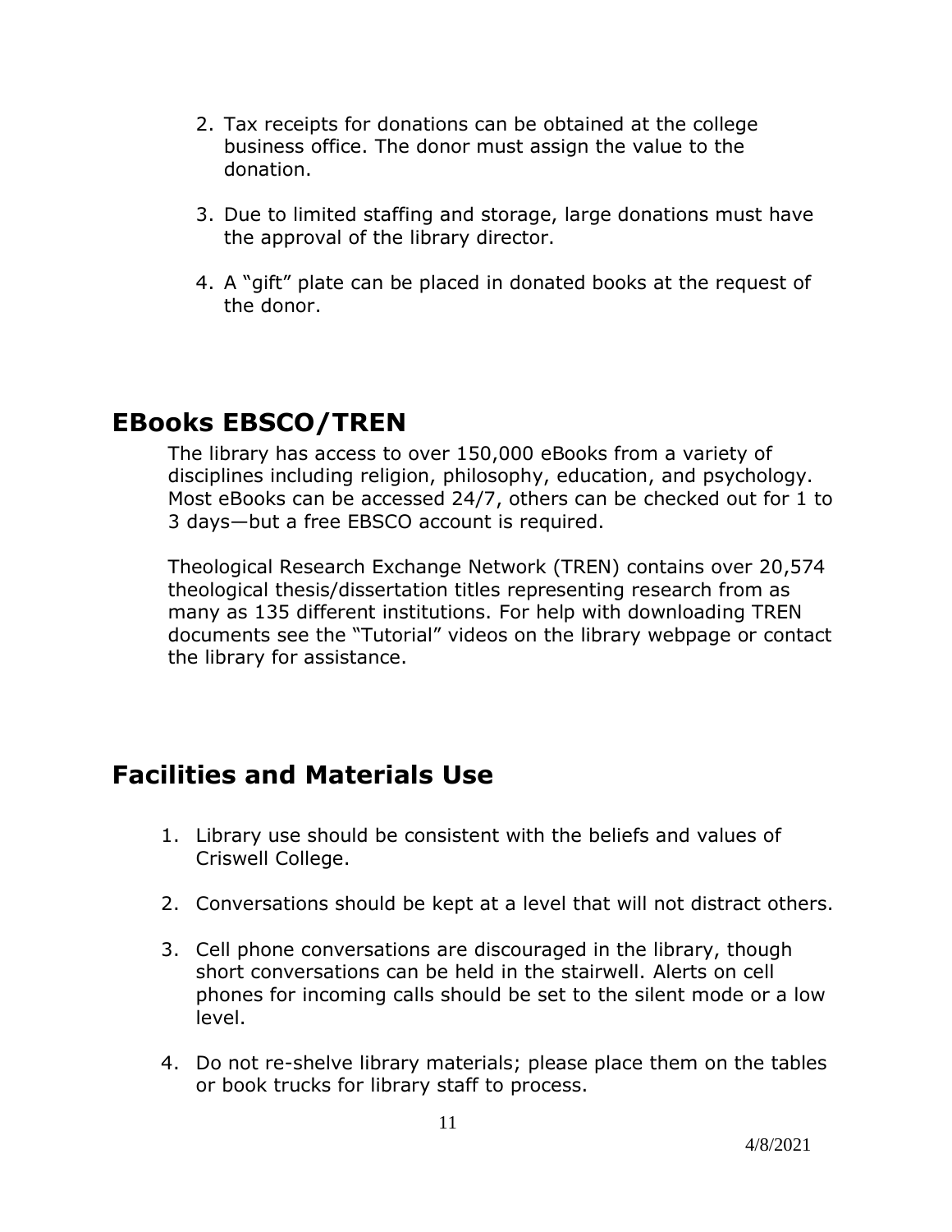2. Tax receipts for donations can be obtained at the college business office. The donor must assign the value to the donation.

3. Due to limited staffing and storage, large donations must have the approval of the library director.

4. A "gift" plate can be placed in donated books at the request of the donor.

## EBooks EBSCO/TREN

The library has access to over 150,000 eBooks from a variety of disciplines including religion, philosophy, education, and psychology. Most eBooks can be accessed 24/7, others can be checked out for 1 to 3 days—but a free EBSCO account is required.

Theological Research Exchange Network (TREN) contains over 20,574 theological thesis/dissertation titles representing research from as many as 135 different institutions. For help with downloading TREN documents see the "Tutorial" videos on the library webpage or contact the library for assistance.

## Facilities and Materials Use

1. Library use should be consistent with the beliefs and values of Criswell College.

2. Conversations should be kept at a level that will not distract others.

3. Cell phone conversations are discouraged in the library, though short conversations can be held in the stairwell. Alerts on cell phones for incoming calls should be set to the silent mode or a low level.

4. Do not re-shelve library materials; please place them on the tables or book trucks for library staff to process.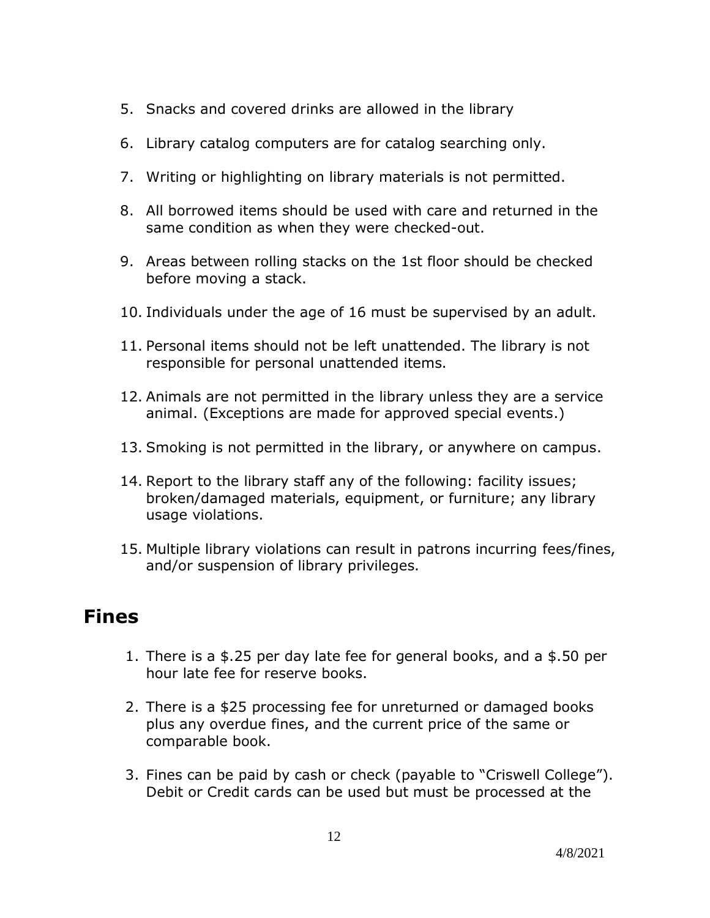5. Snacks and covered drinks are allowed in the library
6. Library catalog computers are for catalog searching only.
7. Writing or highlighting on library materials is not permitted.
8. All borrowed items should be used with care and returned in the same condition as when they were checked-out.
9. Areas between rolling stacks on the 1st floor should be checked before moving a stack.
10. Individuals under the age of 16 must be supervised by an adult.
11. Personal items should not be left unattended. The library is not responsible for personal unattended items.
12. Animals are not permitted in the library unless they are a service animal. (Exceptions are made for approved special events.)
13. Smoking is not permitted in the library, or anywhere on campus.
14. Report to the library staff any of the following: facility issues; broken/damaged materials, equipment, or furniture; any library usage violations.
15. Multiple library violations can result in patrons incurring fees/fines, and/or suspension of library privileges.

## Fines

1. There is a $.25 per day late fee for general books, and a $.50 per hour late fee for reserve books.
2. There is a $25 processing fee for unreturned or damaged books plus any overdue fines, and the current price of the same or comparable book.
3. Fines can be paid by cash or check (payable to "Criswell College"). Debit or Credit cards can be used but must be processed at the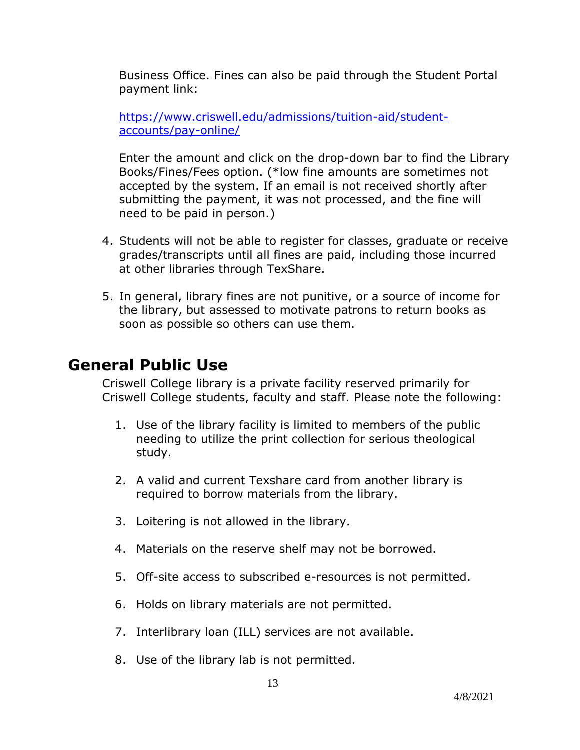Business Office. Fines can also be paid through the Student Portal payment link:

[https://www.criswell.edu/admissions/tuition-aid/student-accounts/pay-online/](https://www.criswell.edu/admissions/tuition-aid/student-accounts/pay-online/)

Enter the amount and click on the drop-down bar to find the Library Books/Fines/Fees option. (*low fine amounts are sometimes not accepted by the system. If an email is not received shortly after submitting the payment, it was not processed, and the fine will need to be paid in person.)

4. Students will not be able to register for classes, graduate or receive grades/transcripts until all fines are paid, including those incurred at other libraries through TexShare.

5. In general, library fines are not punitive, or a source of income for the library, but assessed to motivate patrons to return books as soon as possible so others can use them.

## General Public Use

Criswell College library is a private facility reserved primarily for Criswell College students, faculty and staff. Please note the following:

1. Use of the library facility is limited to members of the public needing to utilize the print collection for serious theological study.

2. A valid and current Texshare card from another library is required to borrow materials from the library.

3. Loitering is not allowed in the library.

4. Materials on the reserve shelf may not be borrowed.

5. Off-site access to subscribed e-resources is not permitted.

6. Holds on library materials are not permitted.

7. Interlibrary loan (ILL) services are not available.

8. Use of the library lab is not permitted.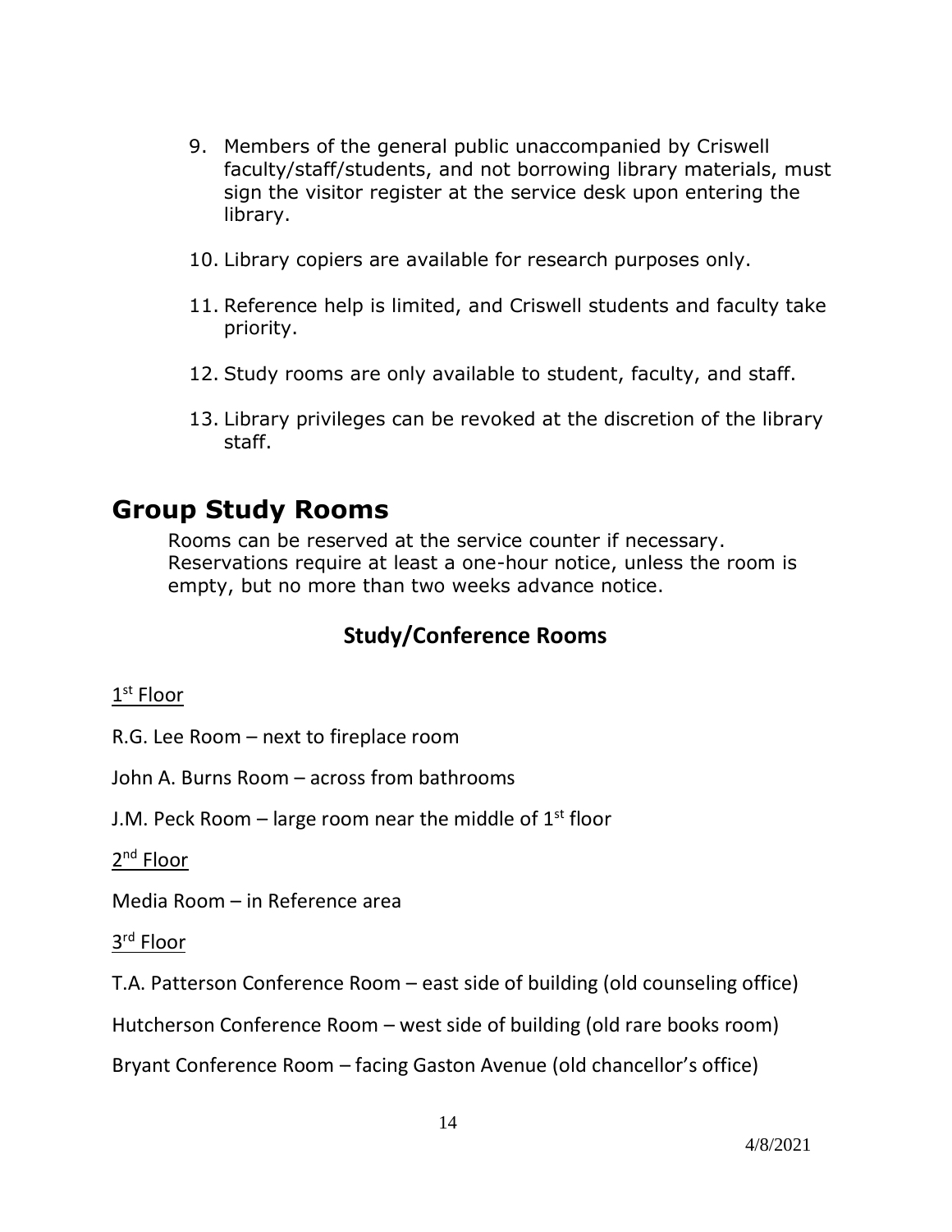9. Members of the general public unaccompanied by Criswell faculty/staff/students, and not borrowing library materials, must sign the visitor register at the service desk upon entering the library.

10. Library copiers are available for research purposes only.

11. Reference help is limited, and Criswell students and faculty take priority.

12. Study rooms are only available to student, faculty, and staff.

13. Library privileges can be revoked at the discretion of the library staff.

# Group Study Rooms

Rooms can be reserved at the service counter if necessary. Reservations require at least a one-hour notice, unless the room is empty, but no more than two weeks advance notice.

## Study/Conference Rooms

1st Floor

R.G. Lee Room – next to fireplace room

John A. Burns Room – across from bathrooms

J.M. Peck Room – large room near the middle of 1st floor

2nd Floor

Media Room – in Reference area

3rd Floor

T.A. Patterson Conference Room – east side of building (old counseling office)

Hutcherson Conference Room – west side of building (old rare books room)

Bryant Conference Room – facing Gaston Avenue (old chancellor's office)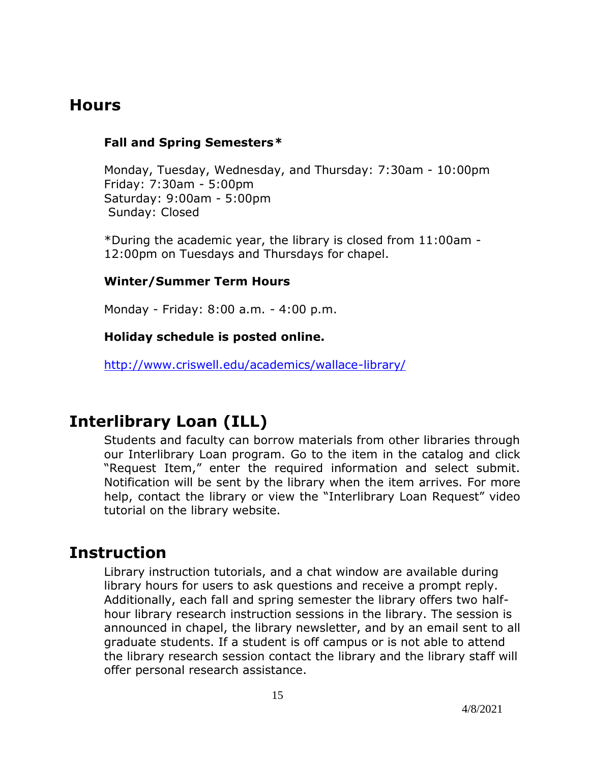## Hours

### Fall and Spring Semesters*

Monday, Tuesday, Wednesday, and Thursday: 7:30am - 10:00pm
Friday: 7:30am - 5:00pm
Saturday: 9:00am - 5:00pm
Sunday: Closed

*During the academic year, the library is closed from 11:00am - 12:00pm on Tuesdays and Thursdays for chapel.

### Winter/Summer Term Hours

Monday - Friday: 8:00 a.m. - 4:00 p.m.

**Holiday schedule is posted online.**

http://www.criswell.edu/academics/wallace-library/

## Interlibrary Loan (ILL)

Students and faculty can borrow materials from other libraries through our Interlibrary Loan program. Go to the item in the catalog and click "Request Item," enter the required information and select submit. Notification will be sent by the library when the item arrives. For more help, contact the library or view the "Interlibrary Loan Request" video tutorial on the library website.

## Instruction

Library instruction tutorials, and a chat window are available during library hours for users to ask questions and receive a prompt reply. Additionally, each fall and spring semester the library offers two half-hour library research instruction sessions in the library. The session is announced in chapel, the library newsletter, and by an email sent to all graduate students. If a student is off campus or is not able to attend the library research session contact the library and the library staff will offer personal research assistance.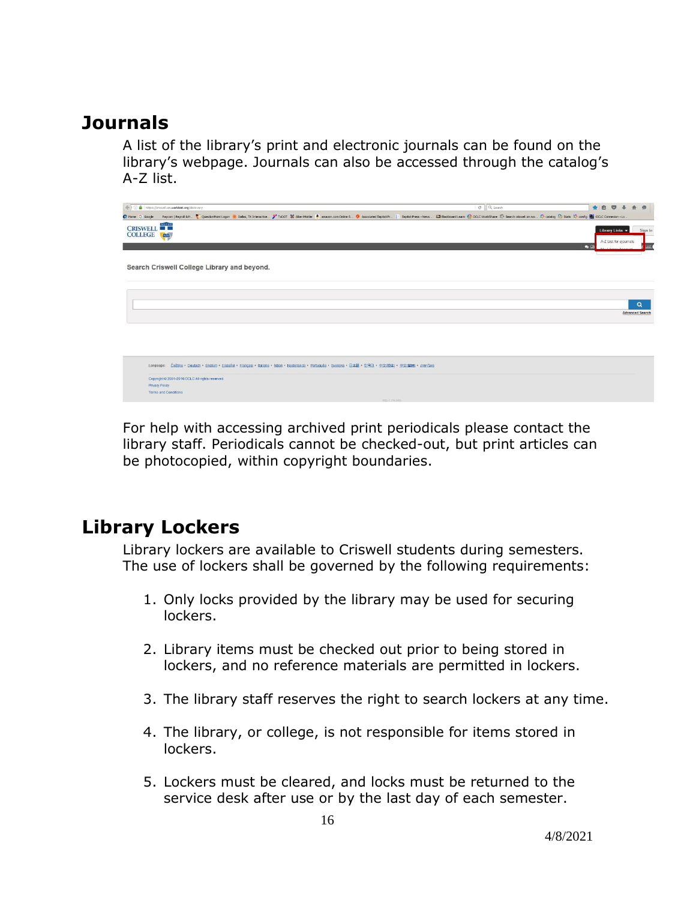## Journals

A list of the library's print and electronic journals can be found on the library's webpage. Journals can also be accessed through the catalog's A-Z list.

For help with accessing archived print periodicals please contact the library staff. Periodicals cannot be checked-out, but print articles can be photocopied, within copyright boundaries.

## Library Lockers

Library lockers are available to Criswell students during semesters. The use of lockers shall be governed by the following requirements:

1. Only locks provided by the library may be used for securing lockers.
2. Library items must be checked out prior to being stored in lockers, and no reference materials are permitted in lockers.
3. The library staff reserves the right to search lockers at any time.
4. The library, or college, is not responsible for items stored in lockers.
5. Lockers must be cleared, and locks must be returned to the service desk after use or by the last day of each semester.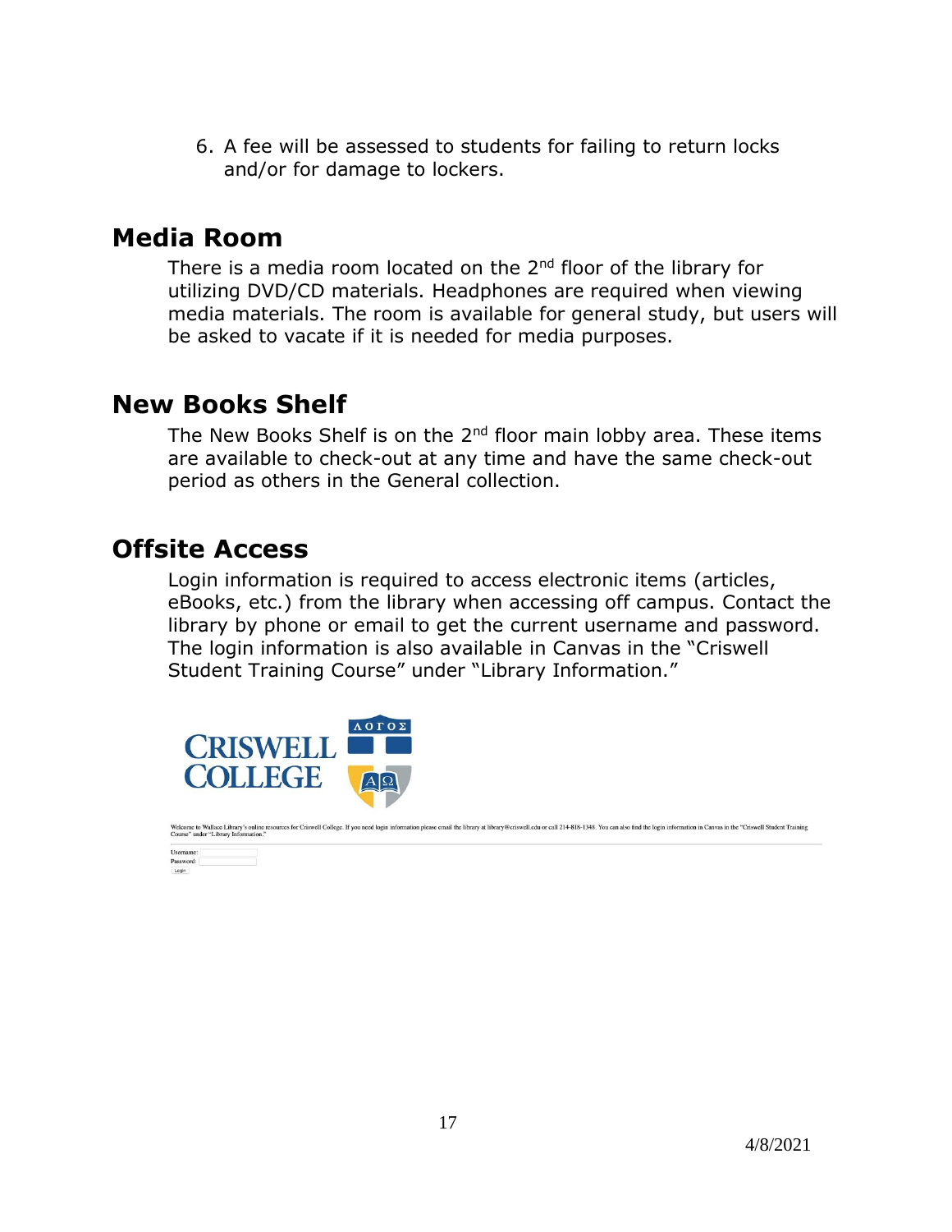6. A fee will be assessed to students for failing to return locks and/or for damage to lockers.

## Media Room

There is a media room located on the 2nd floor of the library for utilizing DVD/CD materials. Headphones are required when viewing media materials. The room is available for general study, but users will be asked to vacate if it is needed for media purposes.

## New Books Shelf

The New Books Shelf is on the 2nd floor main lobby area. These items are available to check-out at any time and have the same check-out period as others in the General collection.

## Offsite Access

Login information is required to access electronic items (articles, eBooks, etc.) from the library when accessing off campus. Contact the library by phone or email to get the current username and password. The login information is also available in Canvas in the "Criswell Student Training Course" under "Library Information."

CRISWELL COLLEGE

ΛΟΓΟΣ

Welcome to Wallace Library's online resources for Criswell College. If you need login information please email the library at library@criswell.edu or call 214-818-1348. You can also find the login information in Canvas in the "Criswell Student Training Course" under "Library Information."

Username:
Password:
Login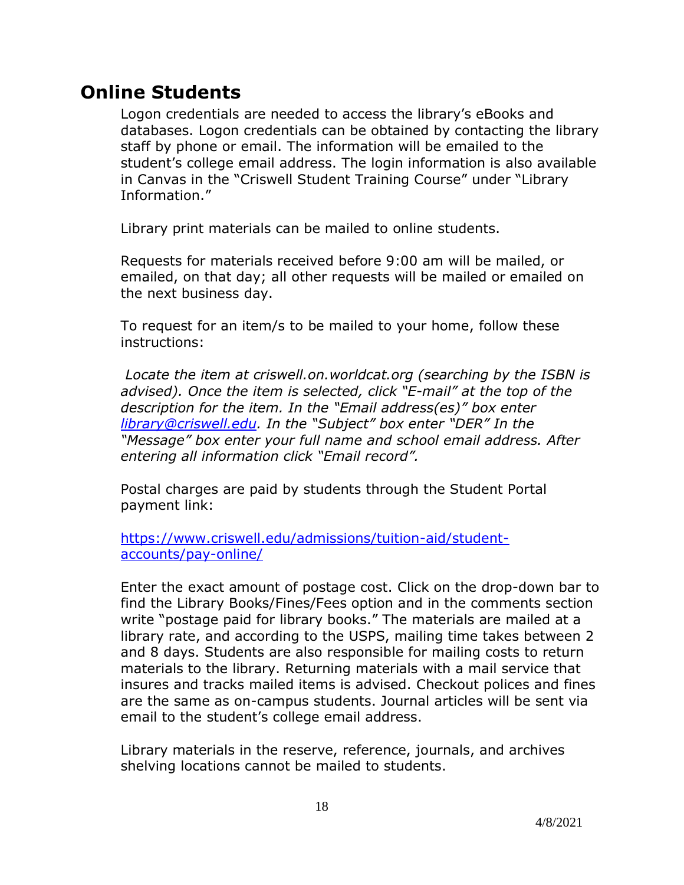## Online Students

Logon credentials are needed to access the library's eBooks and databases. Logon credentials can be obtained by contacting the library staff by phone or email. The information will be emailed to the student's college email address. The login information is also available in Canvas in the "Criswell Student Training Course" under "Library Information."

Library print materials can be mailed to online students.

Requests for materials received before 9:00 am will be mailed, or emailed, on that day; all other requests will be mailed or emailed on the next business day.

To request for an item/s to be mailed to your home, follow these instructions:

*Locate the item at criswell.on.worldcat.org (searching by the ISBN is advised). Once the item is selected, click "E-mail" at the top of the description for the item. In the "Email address(es)" box enter [library@criswell.edu](mailto:library@criswell.edu). In the "Subject" box enter "DER" In the "Message" box enter your full name and school email address. After entering all information click "Email record".*

Postal charges are paid by students through the Student Portal payment link:

[https://www.criswell.edu/admissions/tuition-aid/student-accounts/pay-online/](https://www.criswell.edu/admissions/tuition-aid/student-accounts/pay-online/)

Enter the exact amount of postage cost. Click on the drop-down bar to find the Library Books/Fines/Fees option and in the comments section write "postage paid for library books." The materials are mailed at a library rate, and according to the USPS, mailing time takes between 2 and 8 days. Students are also responsible for mailing costs to return materials to the library. Returning materials with a mail service that insures and tracks mailed items is advised. Checkout polices and fines are the same as on-campus students. Journal articles will be sent via email to the student's college email address.

Library materials in the reserve, reference, journals, and archives shelving locations cannot be mailed to students.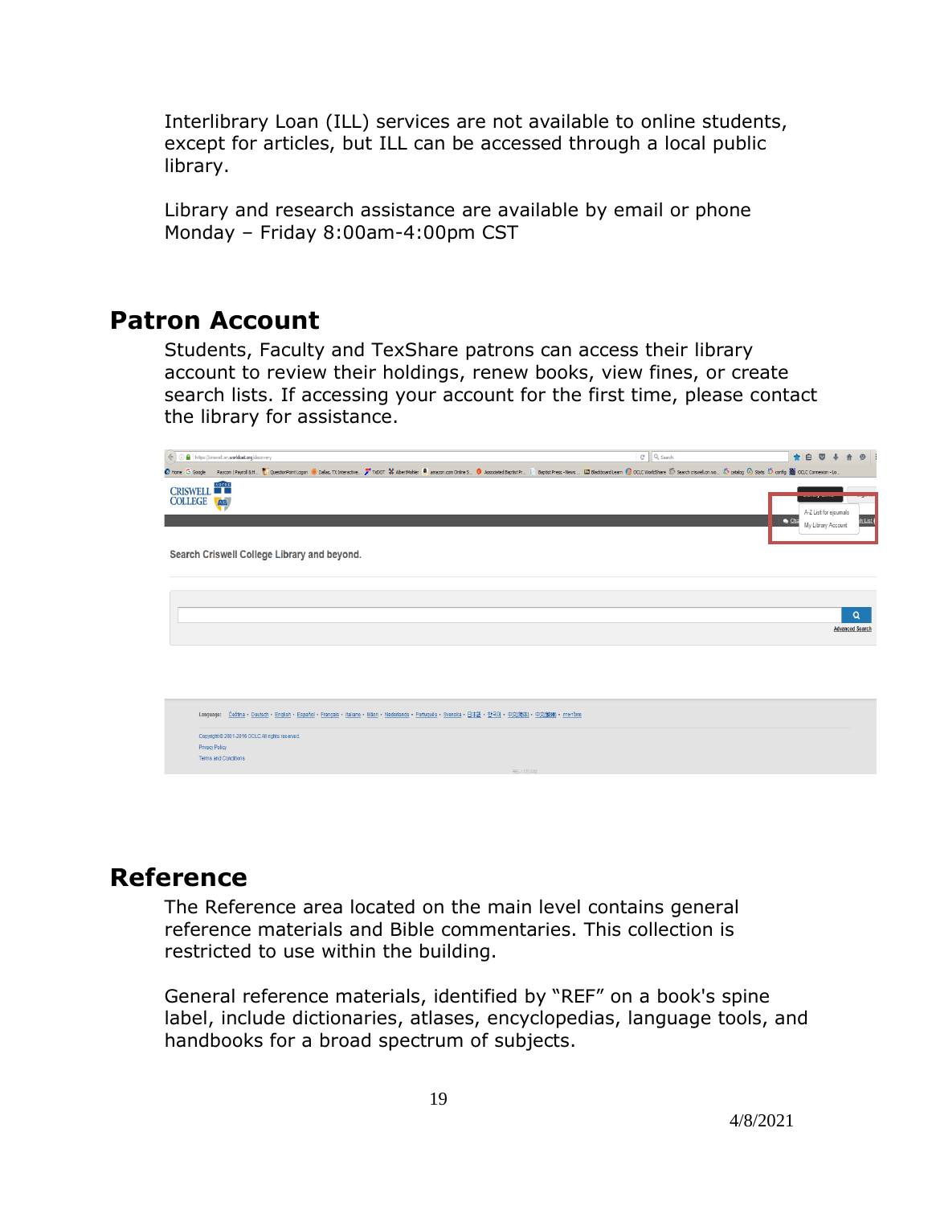Interlibrary Loan (ILL) services are not available to online students, except for articles, but ILL can be accessed through a local public library.

Library and research assistance are available by email or phone Monday – Friday 8:00am-4:00pm CST

## Patron Account

Students, Faculty and TexShare patrons can access their library account to review their holdings, renew books, view fines, or create search lists. If accessing your account for the first time, please contact the library for assistance.

## Reference

The Reference area located on the main level contains general reference materials and Bible commentaries. This collection is restricted to use within the building.

General reference materials, identified by "REF" on a book's spine label, include dictionaries, atlases, encyclopedias, language tools, and handbooks for a broad spectrum of subjects.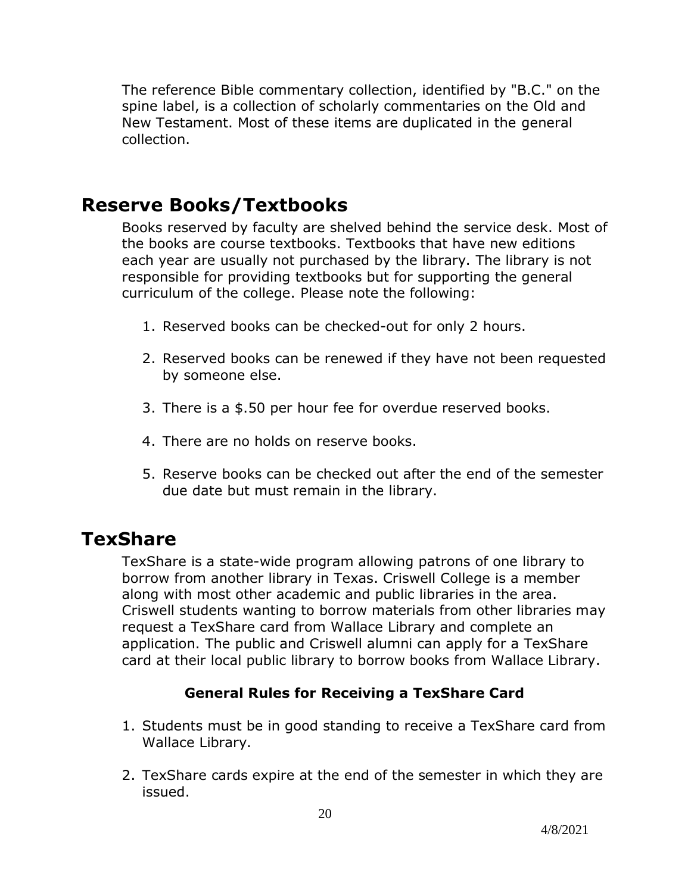The reference Bible commentary collection, identified by "B.C." on the spine label, is a collection of scholarly commentaries on the Old and New Testament. Most of these items are duplicated in the general collection.

## Reserve Books/Textbooks

Books reserved by faculty are shelved behind the service desk. Most of the books are course textbooks. Textbooks that have new editions each year are usually not purchased by the library. The library is not responsible for providing textbooks but for supporting the general curriculum of the college. Please note the following:

1. Reserved books can be checked-out for only 2 hours.
2. Reserved books can be renewed if they have not been requested by someone else.
3. There is a $.50 per hour fee for overdue reserved books.
4. There are no holds on reserve books.
5. Reserve books can be checked out after the end of the semester due date but must remain in the library.

## TexShare

TexShare is a state-wide program allowing patrons of one library to borrow from another library in Texas. Criswell College is a member along with most other academic and public libraries in the area. Criswell students wanting to borrow materials from other libraries may request a TexShare card from Wallace Library and complete an application. The public and Criswell alumni can apply for a TexShare card at their local public library to borrow books from Wallace Library.

**General Rules for Receiving a TexShare Card**

1. Students must be in good standing to receive a TexShare card from Wallace Library.
2. TexShare cards expire at the end of the semester in which they are issued.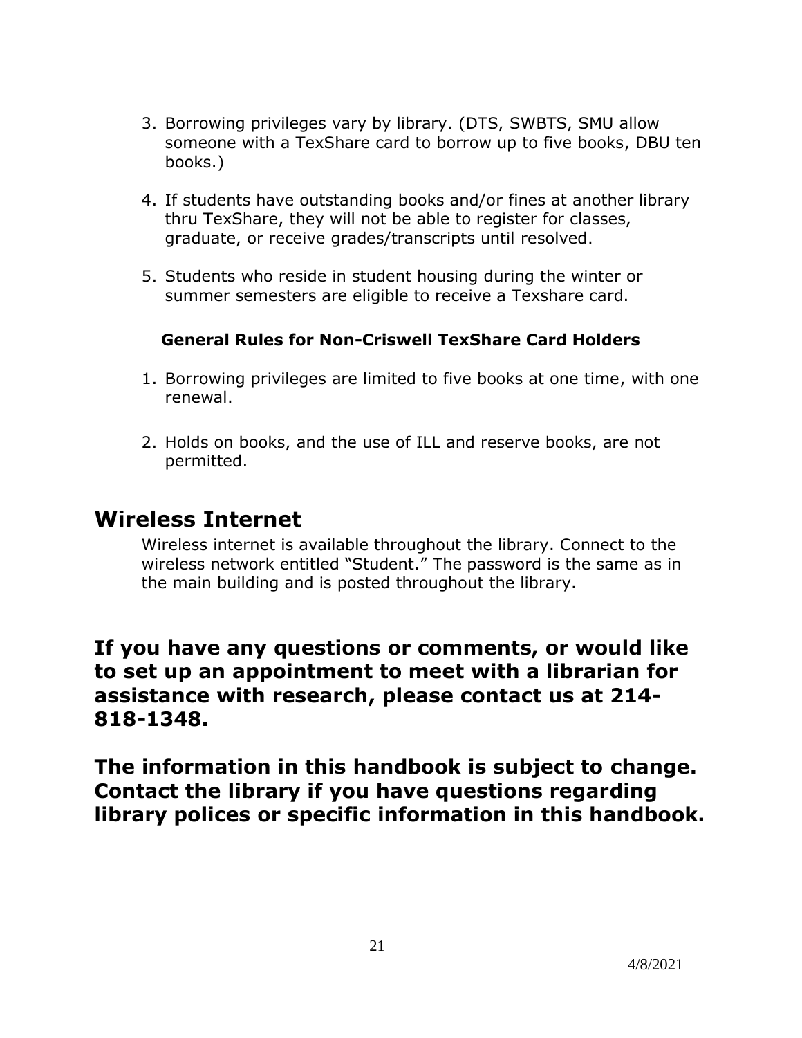3. Borrowing privileges vary by library. (DTS, SWBTS, SMU allow someone with a TexShare card to borrow up to five books, DBU ten books.)

4. If students have outstanding books and/or fines at another library thru TexShare, they will not be able to register for classes, graduate, or receive grades/transcripts until resolved.

5. Students who reside in student housing during the winter or summer semesters are eligible to receive a Texshare card.

**General Rules for Non-Criswell TexShare Card Holders**

1. Borrowing privileges are limited to five books at one time, with one renewal.

2. Holds on books, and the use of ILL and reserve books, are not permitted.

## Wireless Internet

Wireless internet is available throughout the library. Connect to the wireless network entitled "Student." The password is the same as in the main building and is posted throughout the library.

**If you have any questions or comments, or would like to set up an appointment to meet with a librarian for assistance with research, please contact us at 214-818-1348.**

**The information in this handbook is subject to change. Contact the library if you have questions regarding library polices or specific information in this handbook.**

4/8/2021